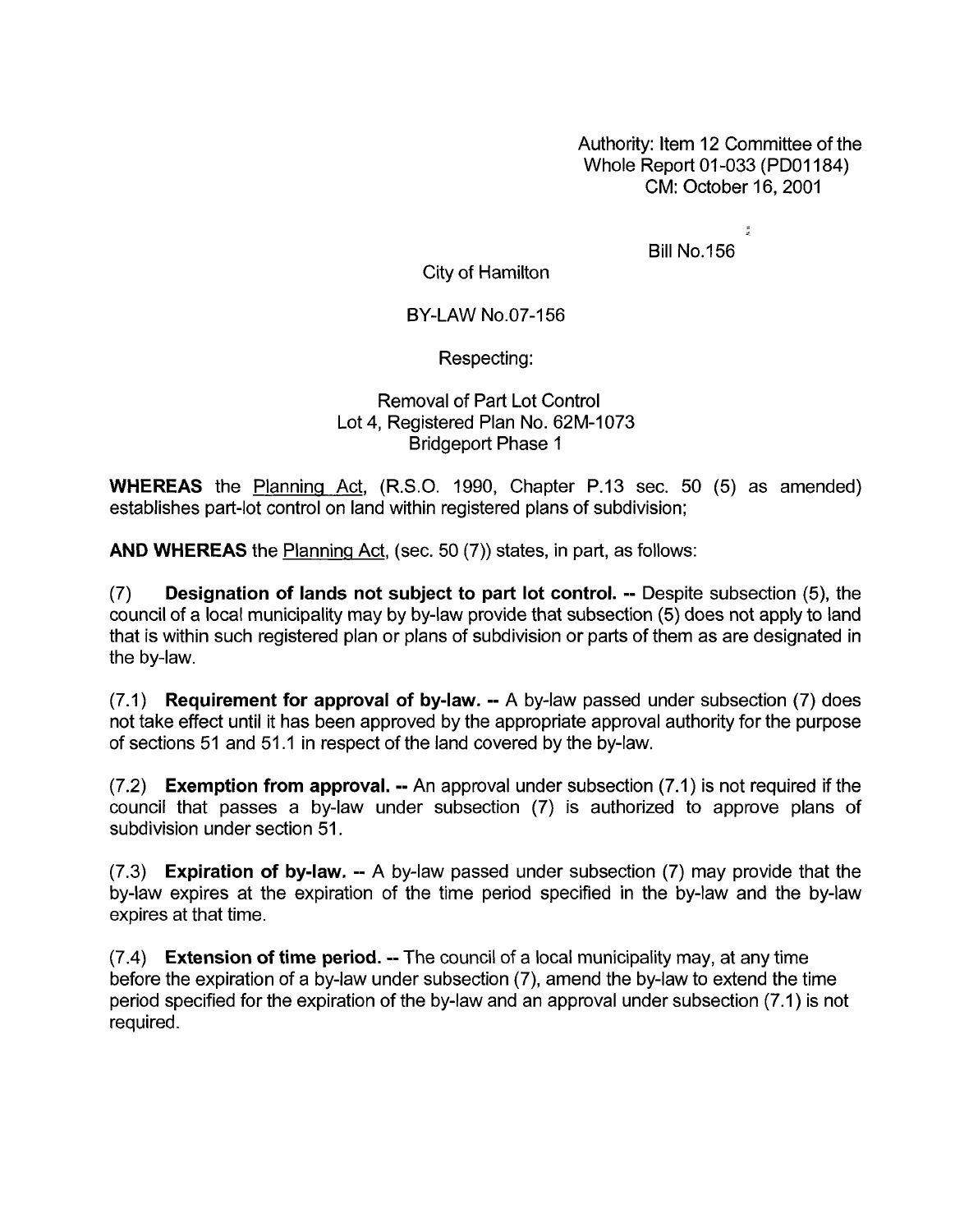Authority: Item 12 Committee of the Whole Report 01-033 (PD01184)
CM: October 16, 2001

Bill No.156

City of Hamilton

BY-LAW No.07-156

Respecting:

Removal of Part Lot Control
Lot 4, Registered Plan No. 62M-1073
Bridgeport Phase 1

**WHEREAS** the Planning Act, (R.S.O. 1990, Chapter P.13 sec. 50 (5) as amended) establishes part-lot control on land within registered plans of subdivision;

**AND WHEREAS** the Planning Act, (sec. 50 (7)) states, in part, as follows:

(7) **Designation of lands not subject to part lot control. --** Despite subsection (5), the council of a local municipality may by by-law provide that subsection (5) does not apply to land that is within such registered plan or plans of subdivision or parts of them as are designated in the by-law.

(7.1) **Requirement for approval of by-law. --** A by-law passed under subsection (7) does not take effect until it has been approved by the appropriate approval authority for the purpose of sections 51 and 51.1 in respect of the land covered by the by-law.

(7.2) **Exemption from approval. --** An approval under subsection (7.1) is not required if the council that passes a by-law under subsection (7) is authorized to approve plans of subdivision under section 51.

(7.3) **Expiration of by-law. --** A by-law passed under subsection (7) may provide that the by-law expires at the expiration of the time period specified in the by-law and the by-law expires at that time.

(7.4) **Extension of time period. --** The council of a local municipality may, at any time before the expiration of a by-law under subsection (7), amend the by-law to extend the time period specified for the expiration of the by-law and an approval under subsection (7.1) is not required.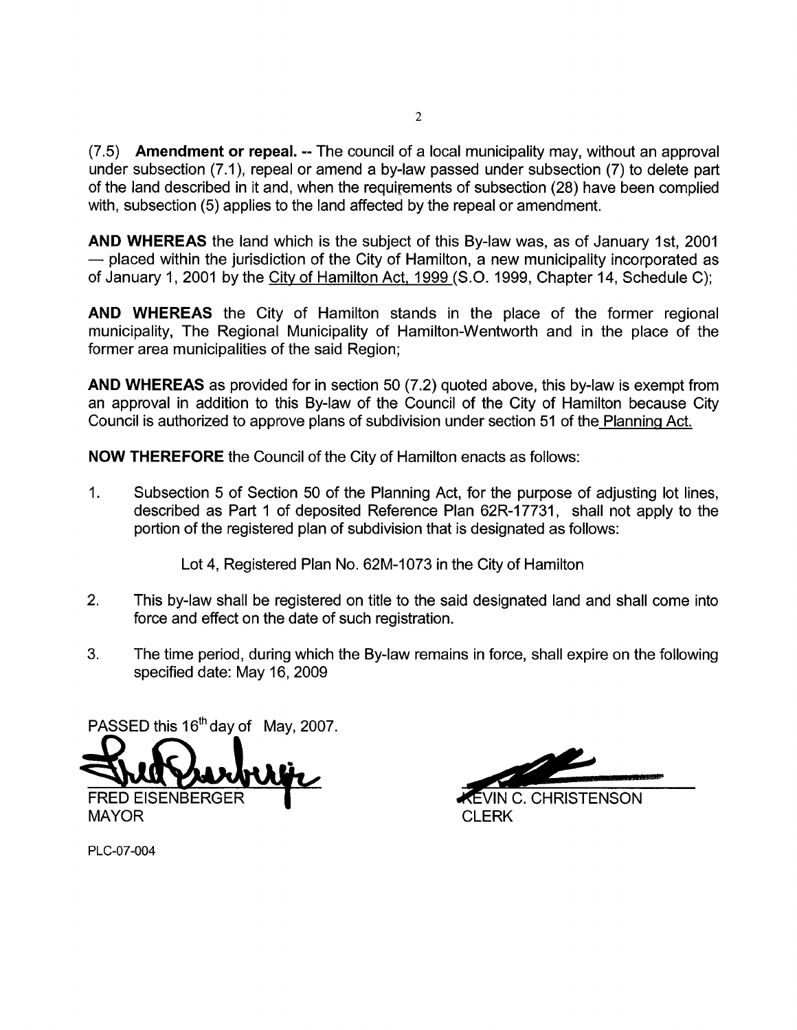(7.5) **Amendment or repeal. --** The council of a local municipality may, without an approval under subsection (7.1), repeal or amend a by-law passed under subsection (7) to delete part of the land described in it and, when the requirements of subsection (28) have been complied with, subsection (5) applies to the land affected by the repeal or amendment.

**AND WHEREAS** the land which is the subject of this By-law was, as of January 1st, 2001 — placed within the jurisdiction of the City of Hamilton, a new municipality incorporated as of January 1, 2001 by the City of Hamilton Act, 1999 (S.O. 1999, Chapter 14, Schedule C);

**AND WHEREAS** the City of Hamilton stands in the place of the former regional municipality, The Regional Municipality of Hamilton-Wentworth and in the place of the former area municipalities of the said Region;

**AND WHEREAS** as provided for in section 50 (7.2) quoted above, this by-law is exempt from an approval in addition to this By-law of the Council of the City of Hamilton because City Council is authorized to approve plans of subdivision under section 51 of the Planning Act.

**NOW THEREFORE** the Council of the City of Hamilton enacts as follows:

1. Subsection 5 of Section 50 of the Planning Act, for the purpose of adjusting lot lines, described as Part 1 of deposited Reference Plan 62R-17731, shall not apply to the portion of the registered plan of subdivision that is designated as follows:

   Lot 4, Registered Plan No. 62M-1073 in the City of Hamilton

2. This by-law shall be registered on title to the said designated land and shall come into force and effect on the date of such registration.

3. The time period, during which the By-law remains in force, shall expire on the following specified date: May 16, 2009

PASSED this 16th day of May, 2007.

FRED EISENBERGER
MAYOR

KEVIN C. CHRISTENSON
CLERK

PLC-07-004